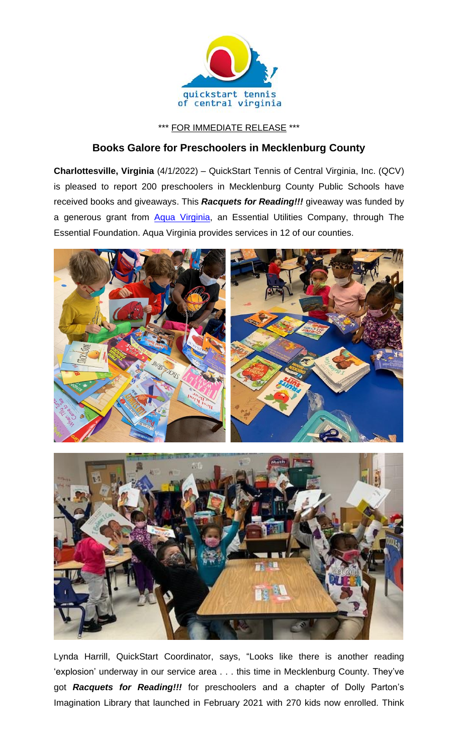quickstart tennis of central virginia

\*\*\* FOR IMMEDIATE RELEASE \*\*\*

## Books Galore for Preschoolers in Mecklenburg County

**Charlottesville, Virginia** (4/1/2022) – QuickStart Tennis of Central Virginia, Inc. (QCV) is pleased to report 200 preschoolers in Mecklenburg County Public Schools have received books and giveaways. This ***Racquets for Reading!!!*** giveaway was funded by a generous grant from [Aqua Virginia](), an Essential Utilities Company, through The Essential Foundation. Aqua Virginia provides services in 12 of our counties.

Lynda Harrill, QuickStart Coordinator, says, "Looks like there is another reading 'explosion' underway in our service area . . . this time in Mecklenburg County. They've got ***Racquets for Reading!!!*** for preschoolers and a chapter of Dolly Parton's Imagination Library that launched in February 2021 with 270 kids now enrolled. Think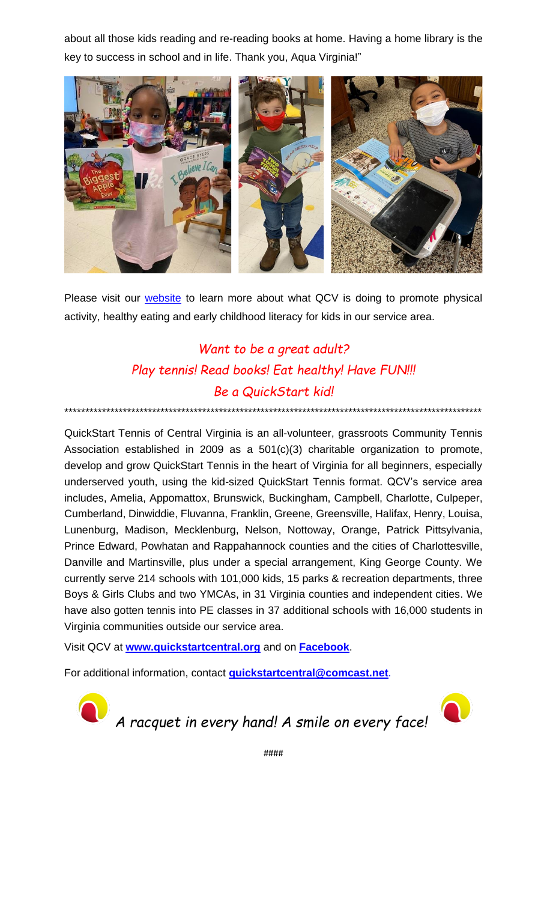about all those kids reading and re-reading books at home. Having a home library is the key to success in school and in life. Thank you, Aqua Virginia!"

Please visit our website to learn more about what QCV is doing to promote physical activity, healthy eating and early childhood literacy for kids in our service area.

*Want to be a great adult?*
*Play tennis! Read books! Eat healthy! Have FUN!!!*
*Be a QuickStart kid!*

****************************************************************************************************

QuickStart Tennis of Central Virginia is an all-volunteer, grassroots Community Tennis Association established in 2009 as a 501(c)(3) charitable organization to promote, develop and grow QuickStart Tennis in the heart of Virginia for all beginners, especially underserved youth, using the kid-sized QuickStart Tennis format. QCV's service area includes, Amelia, Appomattox, Brunswick, Buckingham, Campbell, Charlotte, Culpeper, Cumberland, Dinwiddie, Fluvanna, Franklin, Greene, Greensville, Halifax, Henry, Louisa, Lunenburg, Madison, Mecklenburg, Nelson, Nottoway, Orange, Patrick Pittsylvania, Prince Edward, Powhatan and Rappahannock counties and the cities of Charlottesville, Danville and Martinsville, plus under a special arrangement, King George County. We currently serve 214 schools with 101,000 kids, 15 parks & recreation departments, three Boys & Girls Clubs and two YMCAs, in 31 Virginia counties and independent cities. We have also gotten tennis into PE classes in 37 additional schools with 16,000 students in Virginia communities outside our service area.

Visit QCV at **www.quickstartcentral.org** and on **Facebook**.

For additional information, contact **quickstartcentral@comcast.net**.

*A racquet in every hand! A smile on every face!*

####